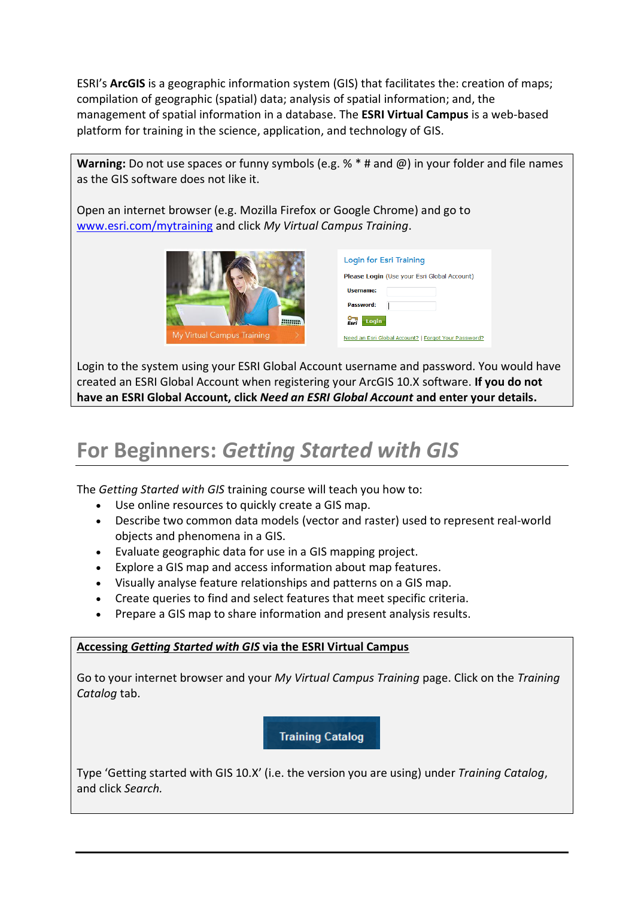ESRI's **ArcGIS** is a geographic information system (GIS) that facilitates the: creation of maps; compilation of geographic (spatial) data; analysis of spatial information; and, the management of spatial information in a database. The **ESRI Virtual Campus** is a web-based platform for training in the science, application, and technology of GIS.

**Warning:** Do not use spaces or funny symbols (e.g. % * # and @) in your folder and file names as the GIS software does not like it.

Open an internet browser (e.g. Mozilla Firefox or Google Chrome) and go to www.esri.com/mytraining and click *My Virtual Campus Training*.

Login to the system using your ESRI Global Account username and password. You would have created an ESRI Global Account when registering your ArcGIS 10.X software. **If you do not have an ESRI Global Account, click *Need an ESRI Global Account* and enter your details.**

## For Beginners: *Getting Started with GIS*

The *Getting Started with GIS* training course will teach you how to:

- Use online resources to quickly create a GIS map.
- Describe two common data models (vector and raster) used to represent real-world objects and phenomena in a GIS.
- Evaluate geographic data for use in a GIS mapping project.
- Explore a GIS map and access information about map features.
- Visually analyse feature relationships and patterns on a GIS map.
- Create queries to find and select features that meet specific criteria.
- Prepare a GIS map to share information and present analysis results.

**Accessing *Getting Started with GIS* via the ESRI Virtual Campus**

Go to your internet browser and your *My Virtual Campus Training* page. Click on the *Training Catalog* tab.

Type 'Getting started with GIS 10.X' (i.e. the version you are using) under *Training Catalog*, and click *Search.*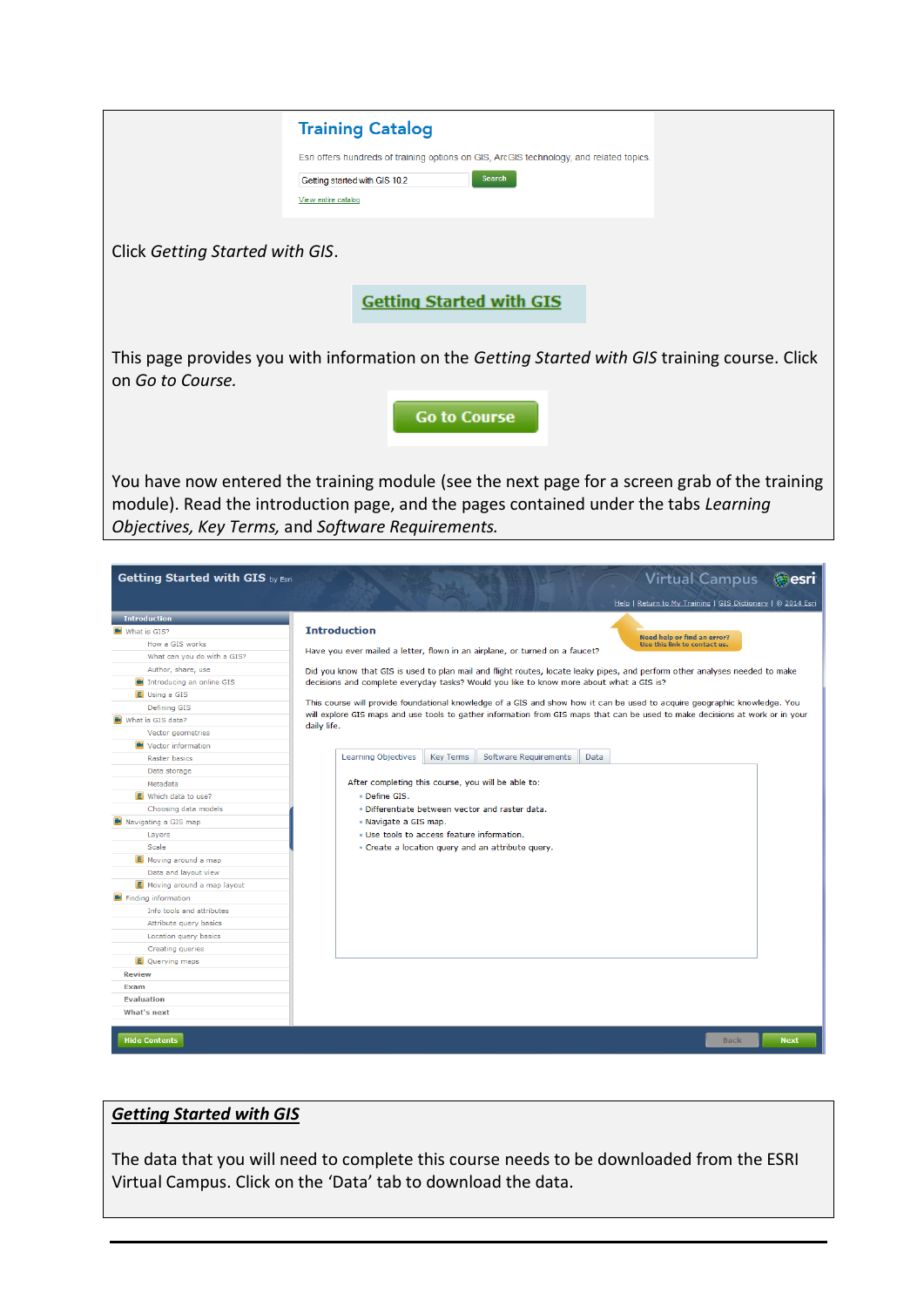**Training Catalog**

Esri offers hundreds of training options on GIS, ArcGIS technology, and related topics.

Getting started with GIS 10.2 | Search

View entire catalog

Click *Getting Started with GIS*.

**Getting Started with GIS**

This page provides you with information on the *Getting Started with GIS* training course. Click on *Go to Course.*

**Go to Course**

You have now entered the training module (see the next page for a screen grab of the training module). Read the introduction page, and the pages contained under the tabs *Learning Objectives, Key Terms,* and *Software Requirements.*

**Getting Started with GIS** by Esri — Virtual Campus esri

Help | Return to My Training | GIS Dictionary | © 2014 Esri

- **Introduction**
- What is GIS?
  - How a GIS works
  - What can you do with a GIS?
  - Author, share, use
  - Introducing an online GIS
  - Using a GIS
  - Defining GIS
- What is GIS data?
  - Vector geometries
  - Vector information
  - Raster basics
  - Data storage
  - Metadata
  - Which data to use?
  - Choosing data models
- Navigating a GIS map
  - Layers
  - Scale
  - Moving around a map
  - Data and layout view
  - Moving around a map layout
- Finding information
  - Info tools and attributes
  - Attribute query basics
  - Location query basics
  - Creating queries
  - Querying maps
- Review
- Exam
- Evaluation
- What's next

**Introduction**

Need help or find an error? Use this link to contact us.

Have you ever mailed a letter, flown in an airplane, or turned on a faucet?

Did you know that GIS is used to plan mail and flight routes, locate leaky pipes, and perform other analyses needed to make decisions and complete everyday tasks? Would you like to know more about what a GIS is?

This course will provide foundational knowledge of a GIS and show how it can be used to acquire geographic knowledge. You will explore GIS maps and use tools to gather information from GIS maps that can be used to make decisions at work or in your daily life.

Learning Objectives | Key Terms | Software Requirements | Data

After completing this course, you will be able to:

- Define GIS.
- Differentiate between vector and raster data.
- Navigate a GIS map.
- Use tools to access feature information.
- Create a location query and an attribute query.

Hide Contents | Back | Next

***Getting Started with GIS***

The data that you will need to complete this course needs to be downloaded from the ESRI Virtual Campus. Click on the 'Data' tab to download the data.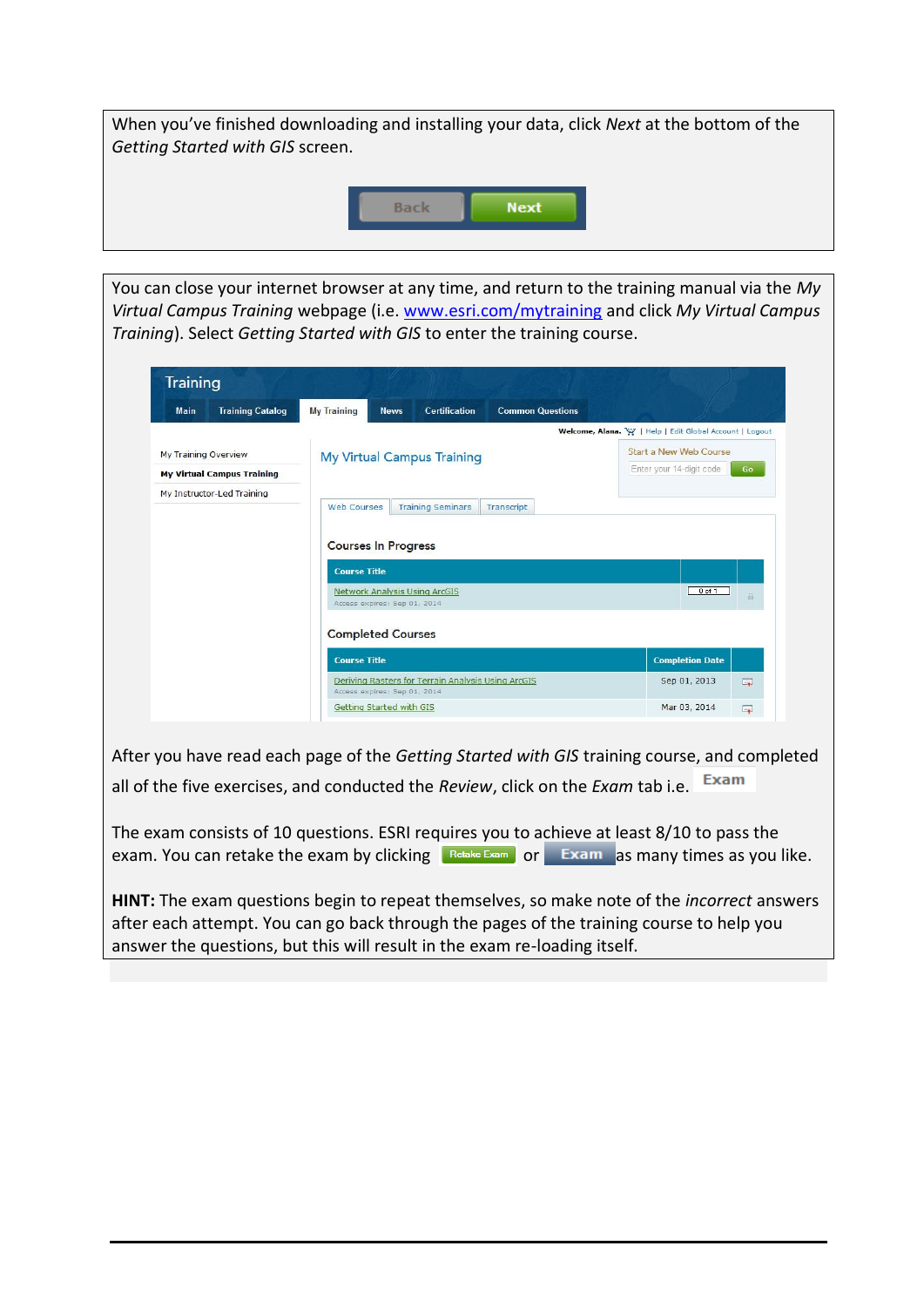When you've finished downloading and installing your data, click *Next* at the bottom of the *Getting Started with GIS* screen.

Back Next

You can close your internet browser at any time, and return to the training manual via the *My Virtual Campus Training* webpage (i.e. www.esri.com/mytraining and click *My Virtual Campus Training*). Select *Getting Started with GIS* to enter the training course.

After you have read each page of the *Getting Started with GIS* training course, and completed all of the five exercises, and conducted the *Review*, click on the *Exam* tab i.e. Exam

The exam consists of 10 questions. ESRI requires you to achieve at least 8/10 to pass the exam. You can retake the exam by clicking Retake Exam or Exam as many times as you like.

**HINT:** The exam questions begin to repeat themselves, so make note of the *incorrect* answers after each attempt. You can go back through the pages of the training course to help you answer the questions, but this will result in the exam re-loading itself.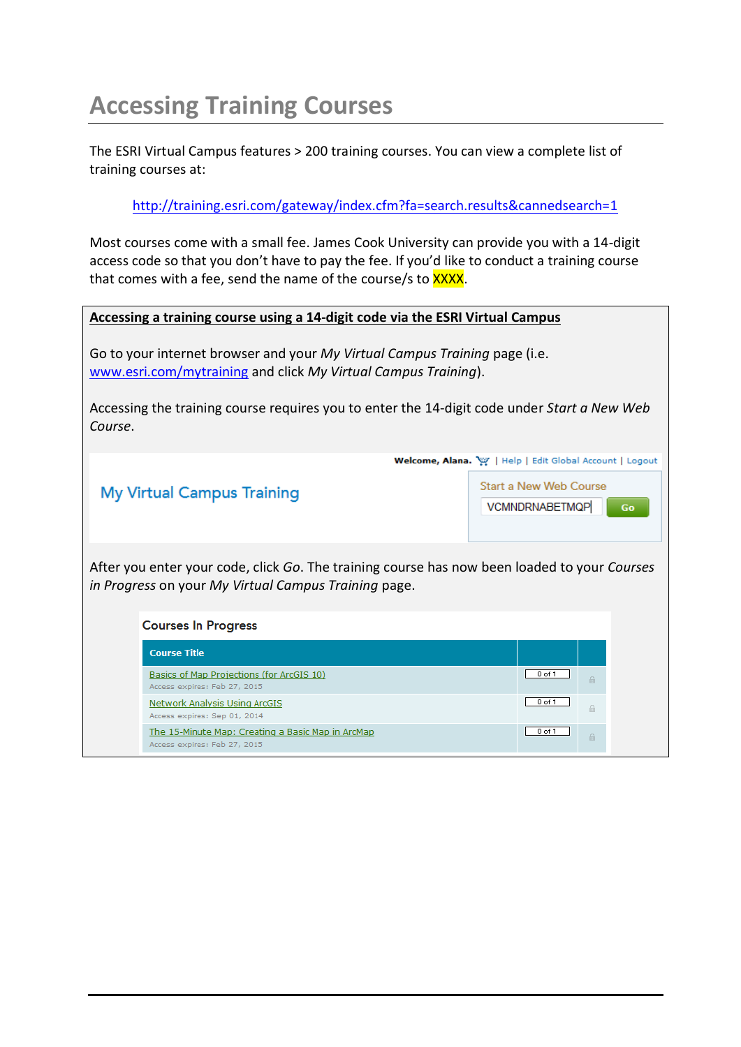# Accessing Training Courses

The ESRI Virtual Campus features > 200 training courses. You can view a complete list of training courses at:

http://training.esri.com/gateway/index.cfm?fa=search.results&cannedsearch=1

Most courses come with a small fee. James Cook University can provide you with a 14-digit access code so that you don't have to pay the fee. If you'd like to conduct a training course that comes with a fee, send the name of the course/s to XXXX.

**Accessing a training course using a 14-digit code via the ESRI Virtual Campus**

Go to your internet browser and your *My Virtual Campus Training* page (i.e. www.esri.com/mytraining and click *My Virtual Campus Training*).

Accessing the training course requires you to enter the 14-digit code under *Start a New Web Course*.

Welcome, Alana. | Help | Edit Global Account | Logout

My Virtual Campus Training

Start a New Web Course

VCMNDRNABETMQP

Go

After you enter your code, click *Go*. The training course has now been loaded to your *Courses in Progress* on your *My Virtual Campus Training* page.

Courses In Progress

| Course Title | | |
|---|---|---|
| Basics of Map Projections (for ArcGIS 10)<br>Access expires: Feb 27, 2015 | 0 of 1 | |
| Network Analysis Using ArcGIS<br>Access expires: Sep 01, 2014 | 0 of 1 | |
| The 15-Minute Map: Creating a Basic Map in ArcMap<br>Access expires: Feb 27, 2015 | 0 of 1 | |